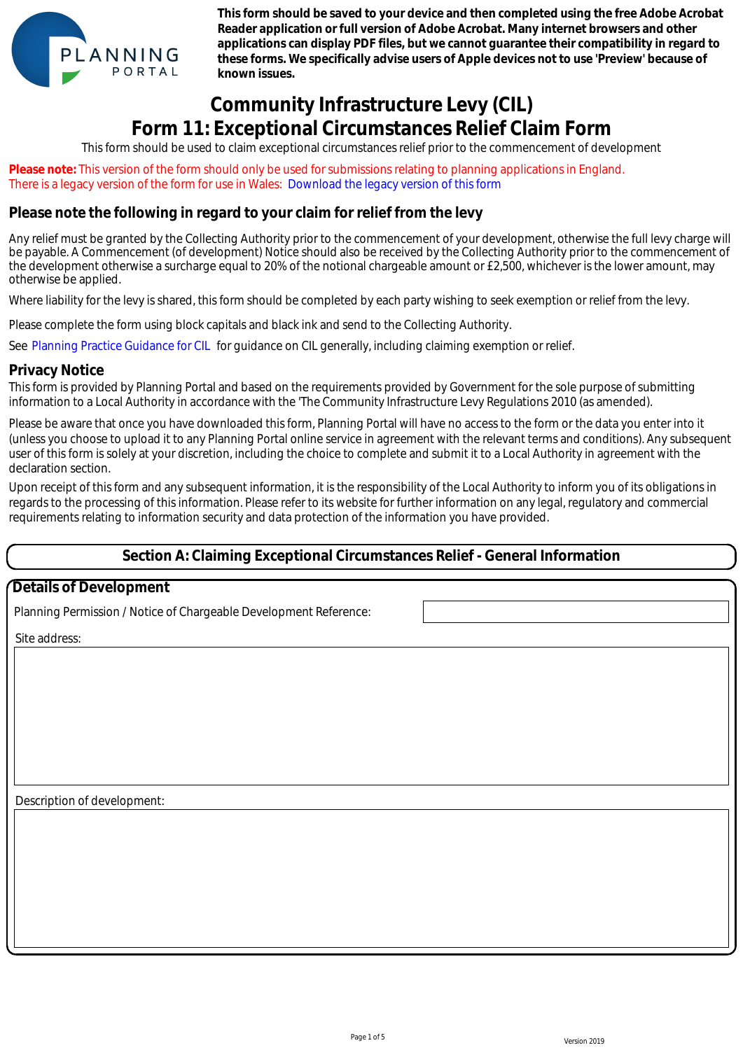PLANNING PORTAL

**This form should be saved to your device and then completed using the free Adobe Acrobat Reader application or full version of Adobe Acrobat. Many internet browsers and other applications can display PDF files, but we cannot guarantee their compatibility in regard to these forms. We specifically advise users of Apple devices not to use 'Preview' because of known issues.**

# Community Infrastructure Levy (CIL)
# Form 11: Exceptional Circumstances Relief Claim Form

This form should be used to claim exceptional circumstances relief prior to the commencement of development

**Please note:** This version of the form should only be used for submissions relating to planning applications in England. There is a legacy version of the form for use in Wales: Download the legacy version of this form

## Please note the following in regard to your claim for relief from the levy

Any relief must be granted by the Collecting Authority prior to the commencement of your development, otherwise the full levy charge will be payable. A Commencement (of development) Notice should also be received by the Collecting Authority prior to the commencement of the development otherwise a surcharge equal to 20% of the notional chargeable amount or £2,500, whichever is the lower amount, may otherwise be applied.

Where liability for the levy is shared, this form should be completed by each party wishing to seek exemption or relief from the levy.

Please complete the form using block capitals and black ink and send to the Collecting Authority.

See Planning Practice Guidance for CIL for guidance on CIL generally, including claiming exemption or relief.

## Privacy Notice

This form is provided by Planning Portal and based on the requirements provided by Government for the sole purpose of submitting information to a Local Authority in accordance with the 'The Community Infrastructure Levy Regulations 2010 (as amended).

Please be aware that once you have downloaded this form, Planning Portal will have no access to the form or the data you enter into it (unless you choose to upload it to any Planning Portal online service in agreement with the relevant terms and conditions). Any subsequent user of this form is solely at your discretion, including the choice to complete and submit it to a Local Authority in agreement with the declaration section.

Upon receipt of this form and any subsequent information, it is the responsibility of the Local Authority to inform you of its obligations in regards to the processing of this information. Please refer to its website for further information on any legal, regulatory and commercial requirements relating to information security and data protection of the information you have provided.

## Section A: Claiming Exceptional Circumstances Relief - General Information

### Details of Development

Planning Permission / Notice of Chargeable Development Reference:

Site address:

Description of development:

Version 2019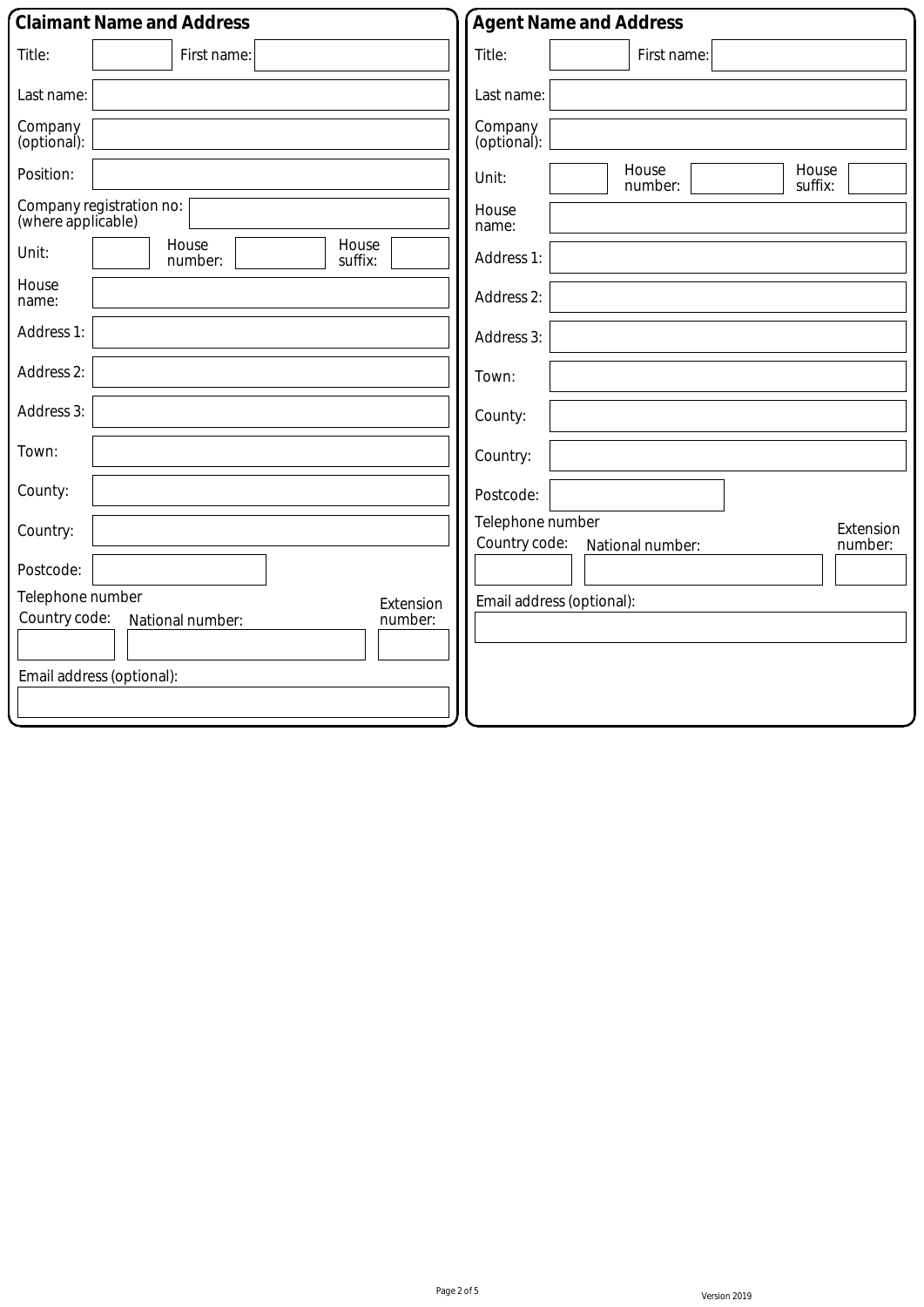## Claimant Name and Address

Title:

First name:

Last name:

Company (optional):

Position:

Company registration no: (where applicable)

Unit:

House number:

House suffix:

House name:

Address 1:

Address 2:

Address 3:

Town:

County:

Country:

Postcode:

Telephone number

Country code:

National number:

Extension number:

Email address (optional):

## Agent Name and Address

Title:

First name:

Last name:

Company (optional):

Unit:

House number:

House suffix:

House name:

Address 1:

Address 2:

Address 3:

Town:

County:

Country:

Postcode:

Telephone number

Country code:

National number:

Extension number:

Email address (optional):

Version 2019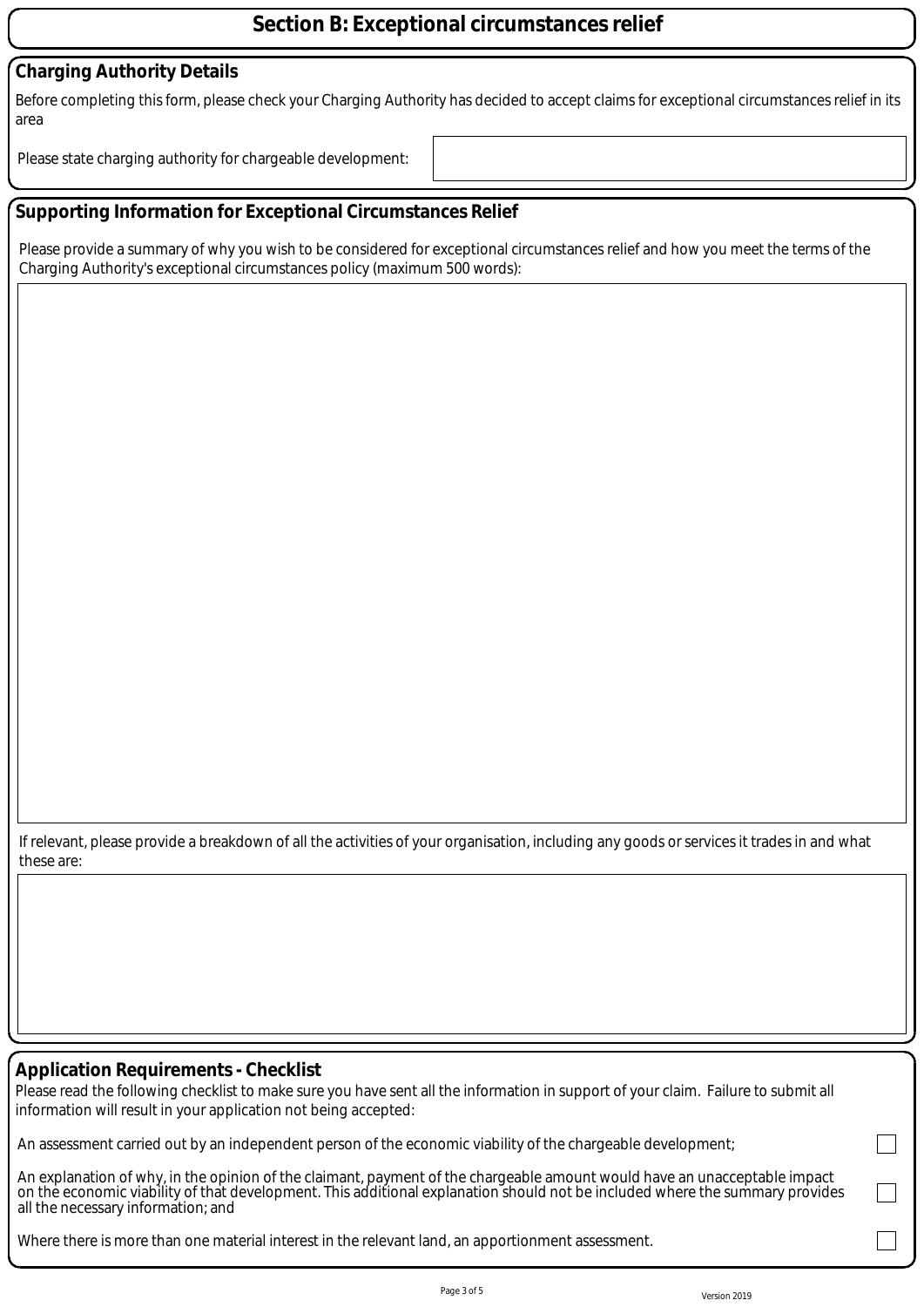# Section B: Exceptional circumstances relief

## Charging Authority Details

Before completing this form, please check your Charging Authority has decided to accept claims for exceptional circumstances relief in its area

Please state charging authority for chargeable development:

## Supporting Information for Exceptional Circumstances Relief

Please provide a summary of why you wish to be considered for exceptional circumstances relief and how you meet the terms of the Charging Authority's exceptional circumstances policy (maximum 500 words):

If relevant, please provide a breakdown of all the activities of your organisation, including any goods or services it trades in and what these are:

## Application Requirements - Checklist

Please read the following checklist to make sure you have sent all the information in support of your claim. Failure to submit all information will result in your application not being accepted:

- [ ] An assessment carried out by an independent person of the economic viability of the chargeable development;
- [ ] An explanation of why, in the opinion of the claimant, payment of the chargeable amount would have an unacceptable impact on the economic viability of that development. This additional explanation should not be included where the summary provides all the necessary information; and
- [ ] Where there is more than one material interest in the relevant land, an apportionment assessment.

Version 2019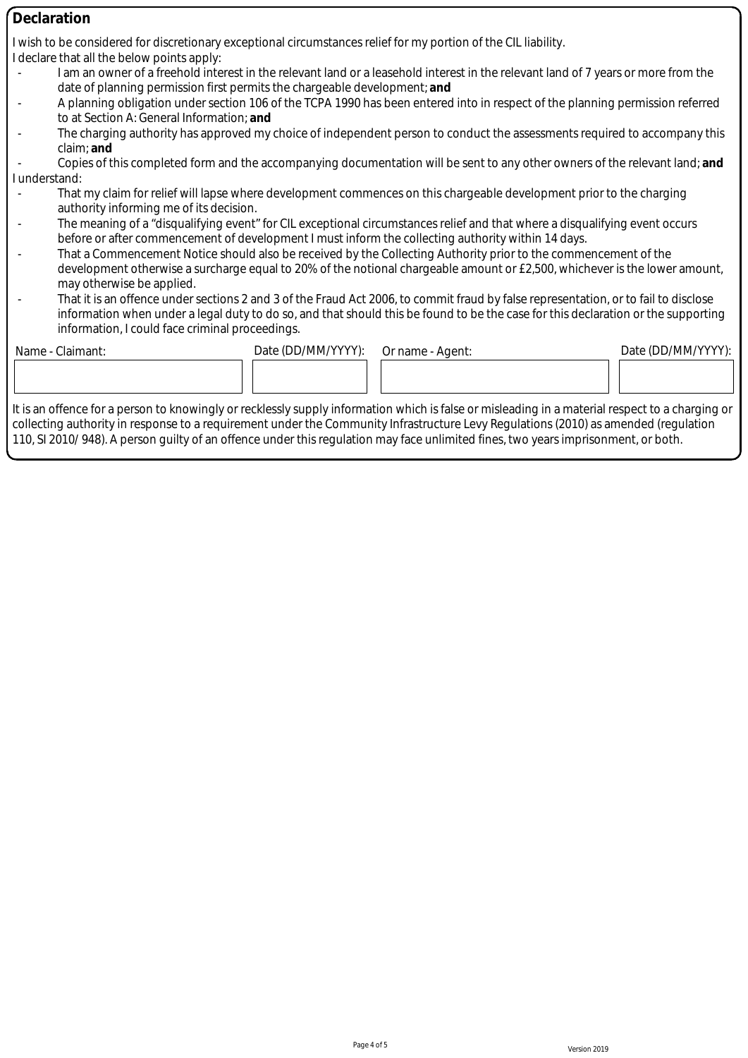## Declaration

I wish to be considered for discretionary exceptional circumstances relief for my portion of the CIL liability.

I declare that all the below points apply:

- I am an owner of a freehold interest in the relevant land or a leasehold interest in the relevant land of 7 years or more from the date of planning permission first permits the chargeable development; **and**
- A planning obligation under section 106 of the TCPA 1990 has been entered into in respect of the planning permission referred to at Section A: General Information; **and**
- The charging authority has approved my choice of independent person to conduct the assessments required to accompany this claim; **and**
- Copies of this completed form and the accompanying documentation will be sent to any other owners of the relevant land; **and**

I understand:

- That my claim for relief will lapse where development commences on this chargeable development prior to the charging authority informing me of its decision.
- The meaning of a "disqualifying event" for CIL exceptional circumstances relief and that where a disqualifying event occurs before or after commencement of development I must inform the collecting authority within 14 days.
- That a Commencement Notice should also be received by the Collecting Authority prior to the commencement of the development otherwise a surcharge equal to 20% of the notional chargeable amount or £2,500, whichever is the lower amount, may otherwise be applied.
- That it is an offence under sections 2 and 3 of the Fraud Act 2006, to commit fraud by false representation, or to fail to disclose information when under a legal duty to do so, and that should this be found to be the case for this declaration or the supporting information, I could face criminal proceedings.

| Name - Claimant: | Date (DD/MM/YYYY): | Or name - Agent: | Date (DD/MM/YYYY): |
|---|---|---|---|
| | | | |

It is an offence for a person to knowingly or recklessly supply information which is false or misleading in a material respect to a charging or collecting authority in response to a requirement under the Community Infrastructure Levy Regulations (2010) as amended (regulation 110, SI 2010/ 948). A person guilty of an offence under this regulation may face unlimited fines, two years imprisonment, or both.

Version 2019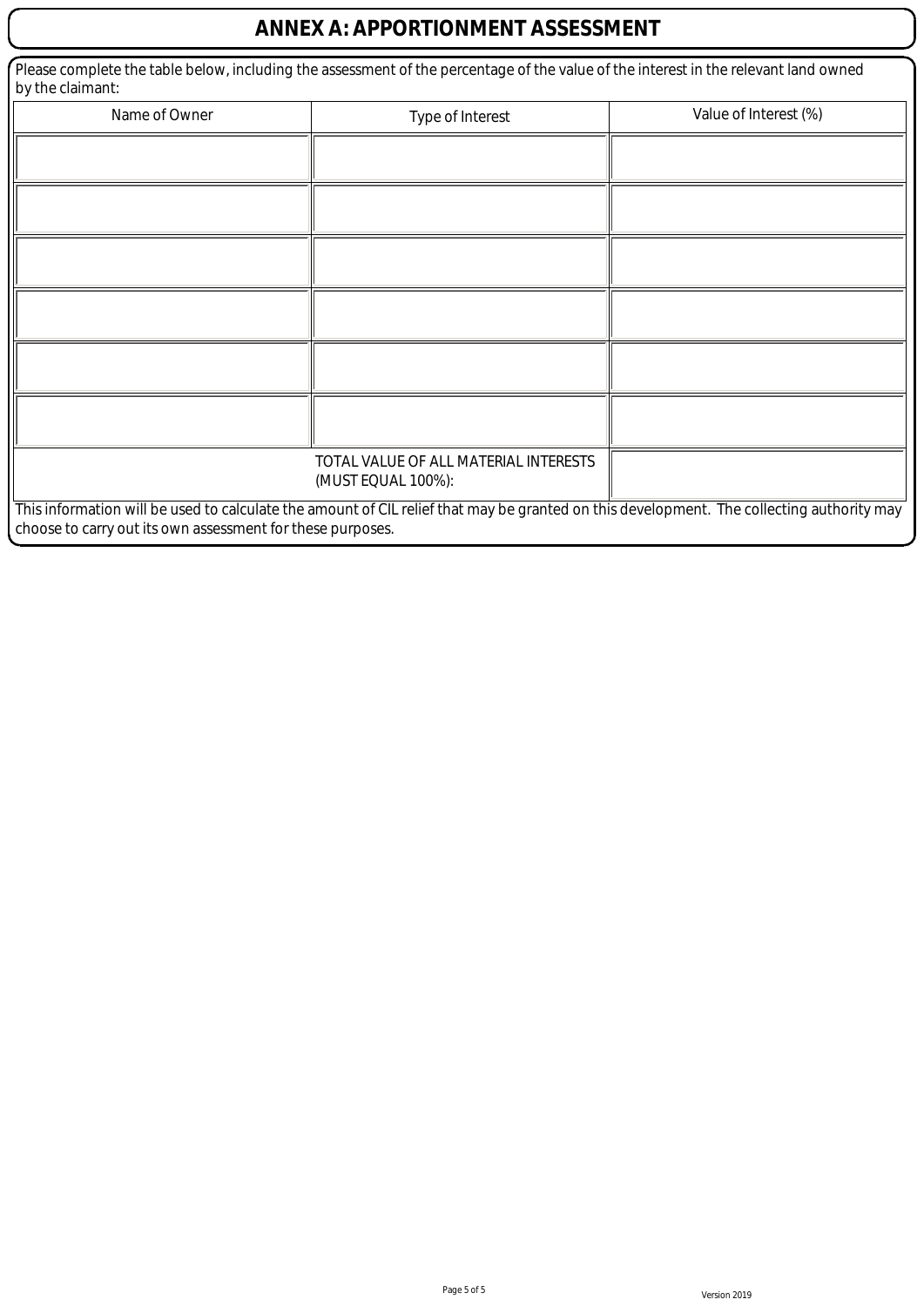# ANNEX A: APPORTIONMENT ASSESSMENT

Please complete the table below, including the assessment of the percentage of the value of the interest in the relevant land owned by the claimant:

| Name of Owner | Type of Interest | Value of Interest (%) |
|---|---|---|
| | | |
| | | |
| | | |
| | | |
| | | |
| | | |
| | TOTAL VALUE OF ALL MATERIAL INTERESTS (MUST EQUAL 100%): | |

This information will be used to calculate the amount of CIL relief that may be granted on this development. The collecting authority may choose to carry out its own assessment for these purposes.

Version 2019